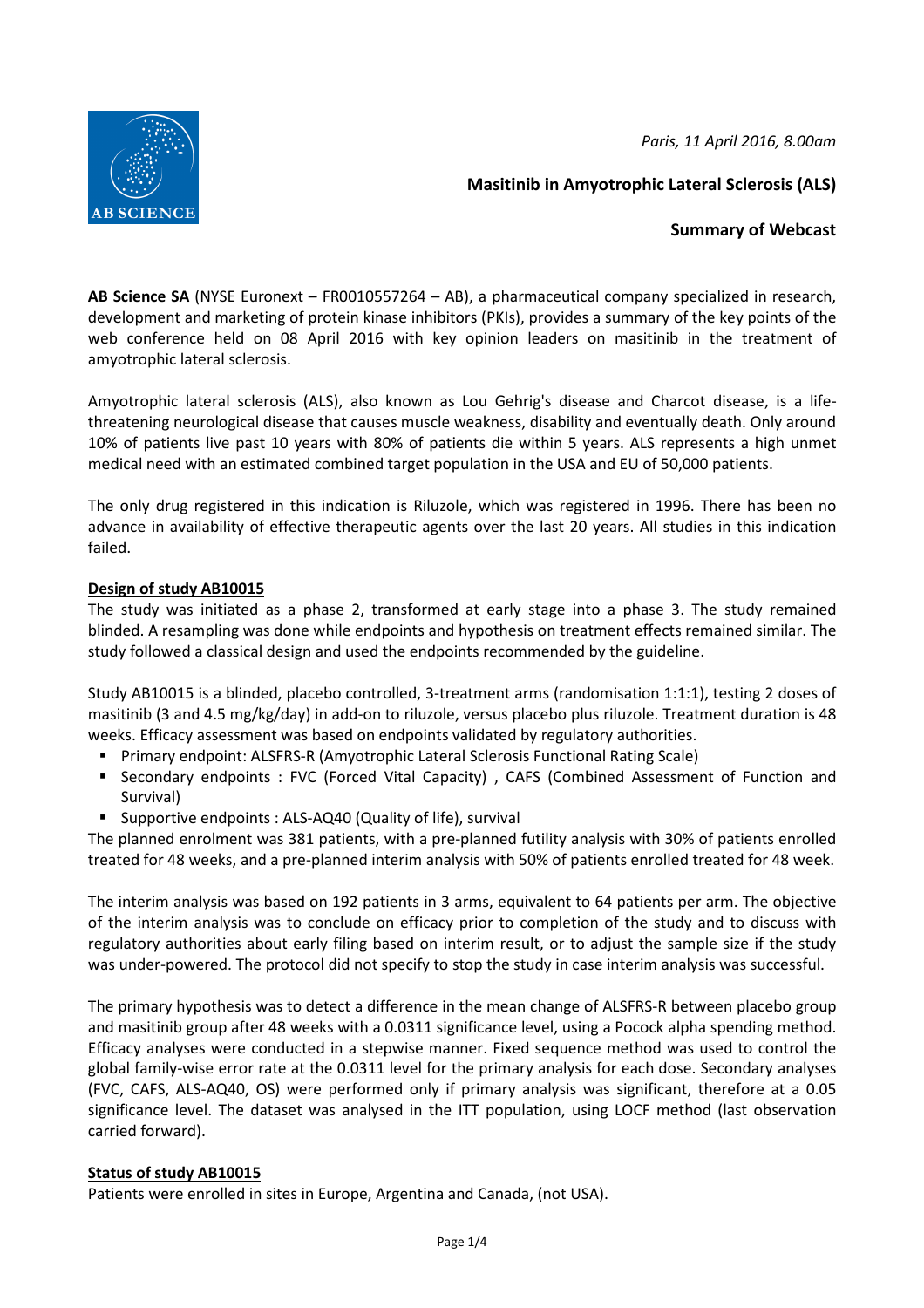*Paris, 11 April 2016, 8.00am*

**Masitinib in Amyotrophic Lateral Sclerosis (ALS)**

**Summary of Webcast**

**AB Science SA** (NYSE Euronext – FR0010557264 – AB), a pharmaceutical company specialized in research, development and marketing of protein kinase inhibitors (PKIs), provides a summary of the key points of the web conference held on 08 April 2016 with key opinion leaders on masitinib in the treatment of amyotrophic lateral sclerosis.

Amyotrophic lateral sclerosis (ALS), also known as Lou Gehrig's disease and Charcot disease, is a life-threatening neurological disease that causes muscle weakness, disability and eventually death. Only around 10% of patients live past 10 years with 80% of patients die within 5 years. ALS represents a high unmet medical need with an estimated combined target population in the USA and EU of 50,000 patients.

The only drug registered in this indication is Riluzole, which was registered in 1996. There has been no advance in availability of effective therapeutic agents over the last 20 years. All studies in this indication failed.

**Design of study AB10015**

The study was initiated as a phase 2, transformed at early stage into a phase 3. The study remained blinded. A resampling was done while endpoints and hypothesis on treatment effects remained similar. The study followed a classical design and used the endpoints recommended by the guideline.

Study AB10015 is a blinded, placebo controlled, 3-treatment arms (randomisation 1:1:1), testing 2 doses of masitinib (3 and 4.5 mg/kg/day) in add-on to riluzole, versus placebo plus riluzole. Treatment duration is 48 weeks. Efficacy assessment was based on endpoints validated by regulatory authorities.

- Primary endpoint: ALSFRS-R (Amyotrophic Lateral Sclerosis Functional Rating Scale)
- Secondary endpoints : FVC (Forced Vital Capacity) , CAFS (Combined Assessment of Function and Survival)
- Supportive endpoints : ALS-AQ40 (Quality of life), survival

The planned enrolment was 381 patients, with a pre-planned futility analysis with 30% of patients enrolled treated for 48 weeks, and a pre-planned interim analysis with 50% of patients enrolled treated for 48 week.

The interim analysis was based on 192 patients in 3 arms, equivalent to 64 patients per arm. The objective of the interim analysis was to conclude on efficacy prior to completion of the study and to discuss with regulatory authorities about early filing based on interim result, or to adjust the sample size if the study was under-powered. The protocol did not specify to stop the study in case interim analysis was successful.

The primary hypothesis was to detect a difference in the mean change of ALSFRS-R between placebo group and masitinib group after 48 weeks with a 0.0311 significance level, using a Pocock alpha spending method. Efficacy analyses were conducted in a stepwise manner. Fixed sequence method was used to control the global family-wise error rate at the 0.0311 level for the primary analysis for each dose. Secondary analyses (FVC, CAFS, ALS-AQ40, OS) were performed only if primary analysis was significant, therefore at a 0.05 significance level. The dataset was analysed in the ITT population, using LOCF method (last observation carried forward).

**Status of study AB10015**

Patients were enrolled in sites in Europe, Argentina and Canada, (not USA).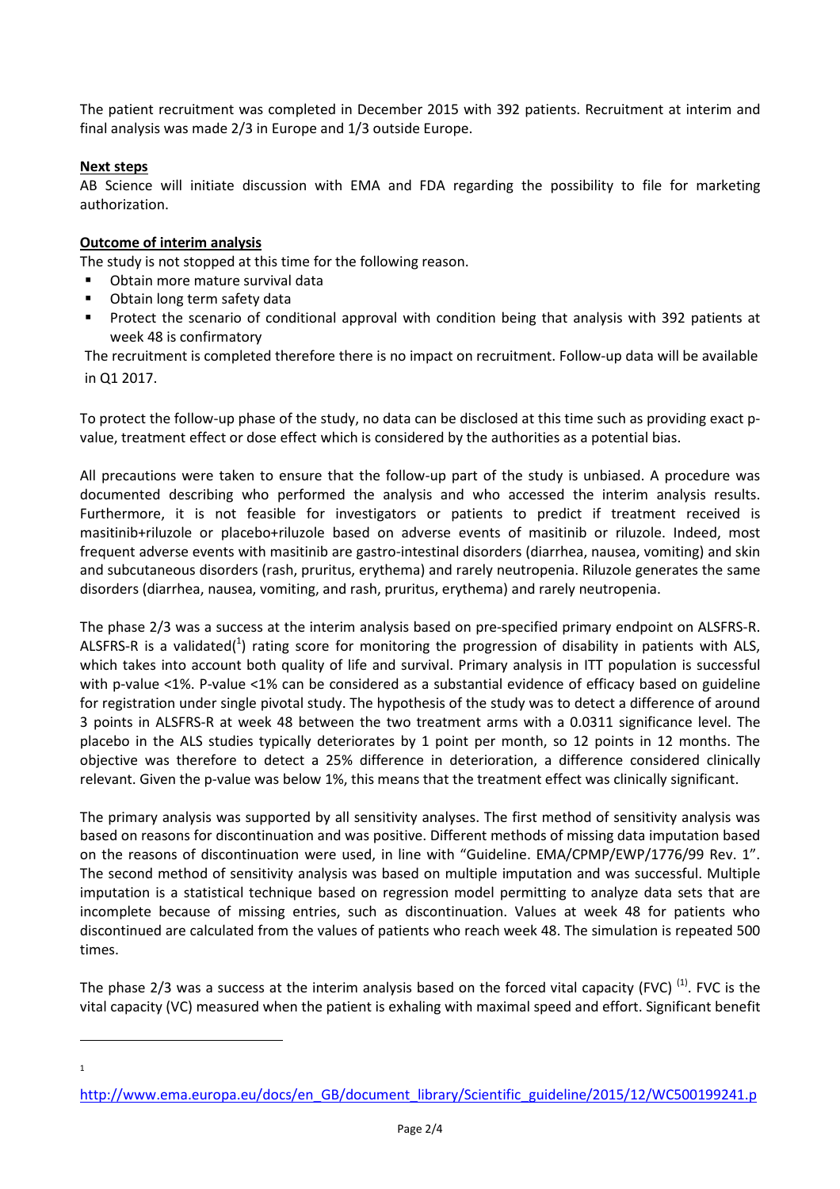The patient recruitment was completed in December 2015 with 392 patients. Recruitment at interim and final analysis was made 2/3 in Europe and 1/3 outside Europe.

**Next steps**

AB Science will initiate discussion with EMA and FDA regarding the possibility to file for marketing authorization.

**Outcome of interim analysis**

The study is not stopped at this time for the following reason.

- Obtain more mature survival data
- Obtain long term safety data
- Protect the scenario of conditional approval with condition being that analysis with 392 patients at week 48 is confirmatory

The recruitment is completed therefore there is no impact on recruitment. Follow-up data will be available in Q1 2017.

To protect the follow-up phase of the study, no data can be disclosed at this time such as providing exact p-value, treatment effect or dose effect which is considered by the authorities as a potential bias.

All precautions were taken to ensure that the follow-up part of the study is unbiased. A procedure was documented describing who performed the analysis and who accessed the interim analysis results. Furthermore, it is not feasible for investigators or patients to predict if treatment received is masitinib+riluzole or placebo+riluzole based on adverse events of masitinib or riluzole. Indeed, most frequent adverse events with masitinib are gastro-intestinal disorders (diarrhea, nausea, vomiting) and skin and subcutaneous disorders (rash, pruritus, erythema) and rarely neutropenia. Riluzole generates the same disorders (diarrhea, nausea, vomiting, and rash, pruritus, erythema) and rarely neutropenia.

The phase 2/3 was a success at the interim analysis based on pre-specified primary endpoint on ALSFRS-R. ALSFRS-R is a validated([1]) rating score for monitoring the progression of disability in patients with ALS, which takes into account both quality of life and survival. Primary analysis in ITT population is successful with p-value <1%. P-value <1% can be considered as a substantial evidence of efficacy based on guideline for registration under single pivotal study. The hypothesis of the study was to detect a difference of around 3 points in ALSFRS-R at week 48 between the two treatment arms with a 0.0311 significance level. The placebo in the ALS studies typically deteriorates by 1 point per month, so 12 points in 12 months. The objective was therefore to detect a 25% difference in deterioration, a difference considered clinically relevant. Given the p-value was below 1%, this means that the treatment effect was clinically significant.

The primary analysis was supported by all sensitivity analyses. The first method of sensitivity analysis was based on reasons for discontinuation and was positive. Different methods of missing data imputation based on the reasons of discontinuation were used, in line with "Guideline. EMA/CPMP/EWP/1776/99 Rev. 1". The second method of sensitivity analysis was based on multiple imputation and was successful. Multiple imputation is a statistical technique based on regression model permitting to analyze data sets that are incomplete because of missing entries, such as discontinuation. Values at week 48 for patients who discontinued are calculated from the values of patients who reach week 48. The simulation is repeated 500 times.

The phase 2/3 was a success at the interim analysis based on the forced vital capacity (FVC) [(1)]. FVC is the vital capacity (VC) measured when the patient is exhaling with maximal speed and effort. Significant benefit

---

[1] http://www.ema.europa.eu/docs/en_GB/document_library/Scientific_guideline/2015/12/WC500199241.p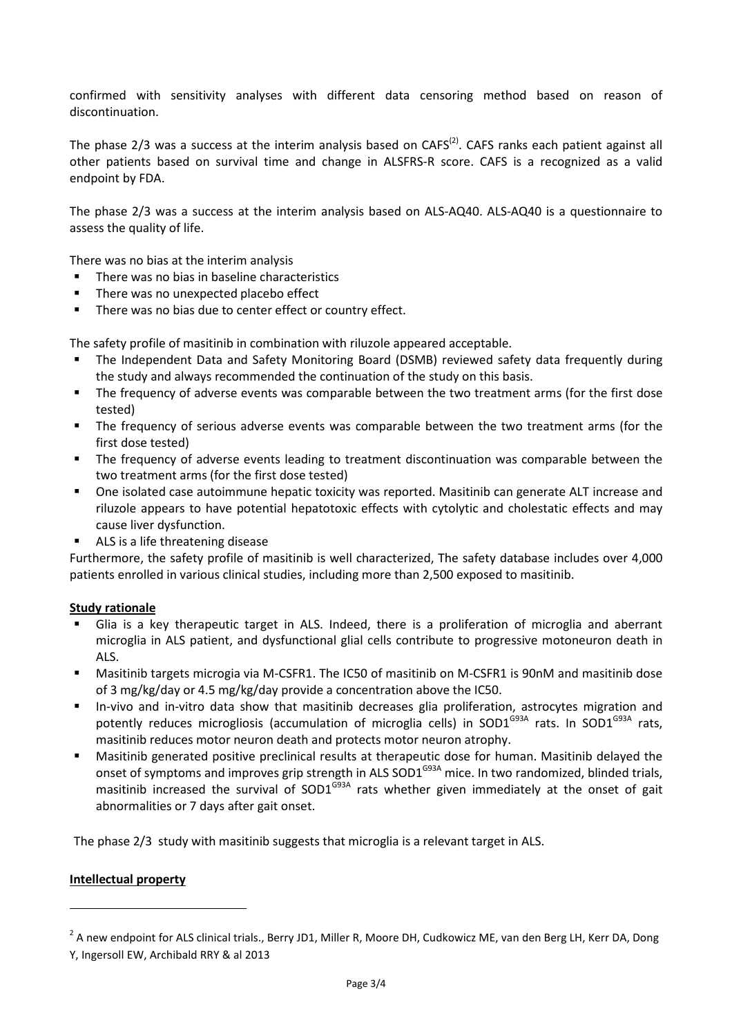confirmed with sensitivity analyses with different data censoring method based on reason of discontinuation.

The phase 2/3 was a success at the interim analysis based on CAFS[2]. CAFS ranks each patient against all other patients based on survival time and change in ALSFRS-R score. CAFS is a recognized as a valid endpoint by FDA.

The phase 2/3 was a success at the interim analysis based on ALS-AQ40. ALS-AQ40 is a questionnaire to assess the quality of life.

There was no bias at the interim analysis

- There was no bias in baseline characteristics
- There was no unexpected placebo effect
- There was no bias due to center effect or country effect.

The safety profile of masitinib in combination with riluzole appeared acceptable.

- The Independent Data and Safety Monitoring Board (DSMB) reviewed safety data frequently during the study and always recommended the continuation of the study on this basis.
- The frequency of adverse events was comparable between the two treatment arms (for the first dose tested)
- The frequency of serious adverse events was comparable between the two treatment arms (for the first dose tested)
- The frequency of adverse events leading to treatment discontinuation was comparable between the two treatment arms (for the first dose tested)
- One isolated case autoimmune hepatic toxicity was reported. Masitinib can generate ALT increase and riluzole appears to have potential hepatotoxic effects with cytolytic and cholestatic effects and may cause liver dysfunction.
- ALS is a life threatening disease

Furthermore, the safety profile of masitinib is well characterized, The safety database includes over 4,000 patients enrolled in various clinical studies, including more than 2,500 exposed to masitinib.

**Study rationale**

- Glia is a key therapeutic target in ALS. Indeed, there is a proliferation of microglia and aberrant microglia in ALS patient, and dysfunctional glial cells contribute to progressive motoneuron death in ALS.
- Masitinib targets microgia via M-CSFR1. The IC50 of masitinib on M-CSFR1 is 90nM and masitinib dose of 3 mg/kg/day or 4.5 mg/kg/day provide a concentration above the IC50.
- In-vivo and in-vitro data show that masitinib decreases glia proliferation, astrocytes migration and potently reduces microgliosis (accumulation of microglia cells) in $SOD1^{G93A}$ rats. In $SOD1^{G93A}$ rats, masitinib reduces motor neuron death and protects motor neuron atrophy.
- Masitinib generated positive preclinical results at therapeutic dose for human. Masitinib delayed the onset of symptoms and improves grip strength in ALS $SOD1^{G93A}$ mice. In two randomized, blinded trials, masitinib increased the survival of $SOD1^{G93A}$ rats whether given immediately at the onset of gait abnormalities or 7 days after gait onset.

The phase 2/3 study with masitinib suggests that microglia is a relevant target in ALS.

**Intellectual property**

---

[2] A new endpoint for ALS clinical trials., Berry JD1, Miller R, Moore DH, Cudkowicz ME, van den Berg LH, Kerr DA, Dong Y, Ingersoll EW, Archibald RRY & al 2013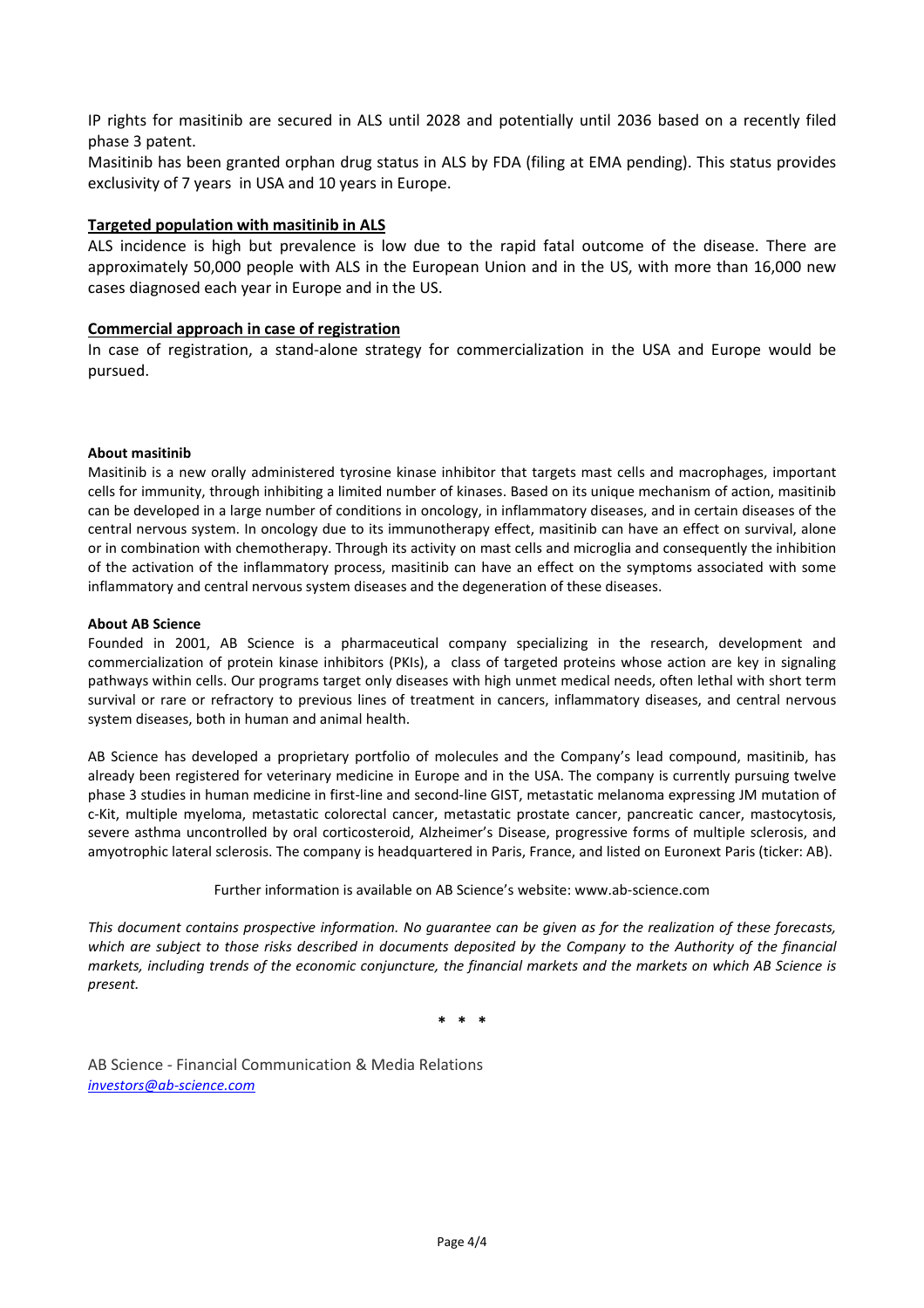IP rights for masitinib are secured in ALS until 2028 and potentially until 2036 based on a recently filed phase 3 patent.

Masitinib has been granted orphan drug status in ALS by FDA (filing at EMA pending). This status provides exclusivity of 7 years in USA and 10 years in Europe.

**Targeted population with masitinib in ALS**

ALS incidence is high but prevalence is low due to the rapid fatal outcome of the disease. There are approximately 50,000 people with ALS in the European Union and in the US, with more than 16,000 new cases diagnosed each year in Europe and in the US.

**Commercial approach in case of registration**

In case of registration, a stand-alone strategy for commercialization in the USA and Europe would be pursued.

**About masitinib**

Masitinib is a new orally administered tyrosine kinase inhibitor that targets mast cells and macrophages, important cells for immunity, through inhibiting a limited number of kinases. Based on its unique mechanism of action, masitinib can be developed in a large number of conditions in oncology, in inflammatory diseases, and in certain diseases of the central nervous system. In oncology due to its immunotherapy effect, masitinib can have an effect on survival, alone or in combination with chemotherapy. Through its activity on mast cells and microglia and consequently the inhibition of the activation of the inflammatory process, masitinib can have an effect on the symptoms associated with some inflammatory and central nervous system diseases and the degeneration of these diseases.

**About AB Science**

Founded in 2001, AB Science is a pharmaceutical company specializing in the research, development and commercialization of protein kinase inhibitors (PKIs), a class of targeted proteins whose action are key in signaling pathways within cells. Our programs target only diseases with high unmet medical needs, often lethal with short term survival or rare or refractory to previous lines of treatment in cancers, inflammatory diseases, and central nervous system diseases, both in human and animal health.

AB Science has developed a proprietary portfolio of molecules and the Company's lead compound, masitinib, has already been registered for veterinary medicine in Europe and in the USA. The company is currently pursuing twelve phase 3 studies in human medicine in first-line and second-line GIST, metastatic melanoma expressing JM mutation of c-Kit, multiple myeloma, metastatic colorectal cancer, metastatic prostate cancer, pancreatic cancer, mastocytosis, severe asthma uncontrolled by oral corticosteroid, Alzheimer's Disease, progressive forms of multiple sclerosis, and amyotrophic lateral sclerosis. The company is headquartered in Paris, France, and listed on Euronext Paris (ticker: AB).

Further information is available on AB Science's website: www.ab-science.com

*This document contains prospective information. No guarantee can be given as for the realization of these forecasts, which are subject to those risks described in documents deposited by the Company to the Authority of the financial markets, including trends of the economic conjuncture, the financial markets and the markets on which AB Science is present.*

\* \* \*

AB Science - Financial Communication & Media Relations
*investors@ab-science.com*